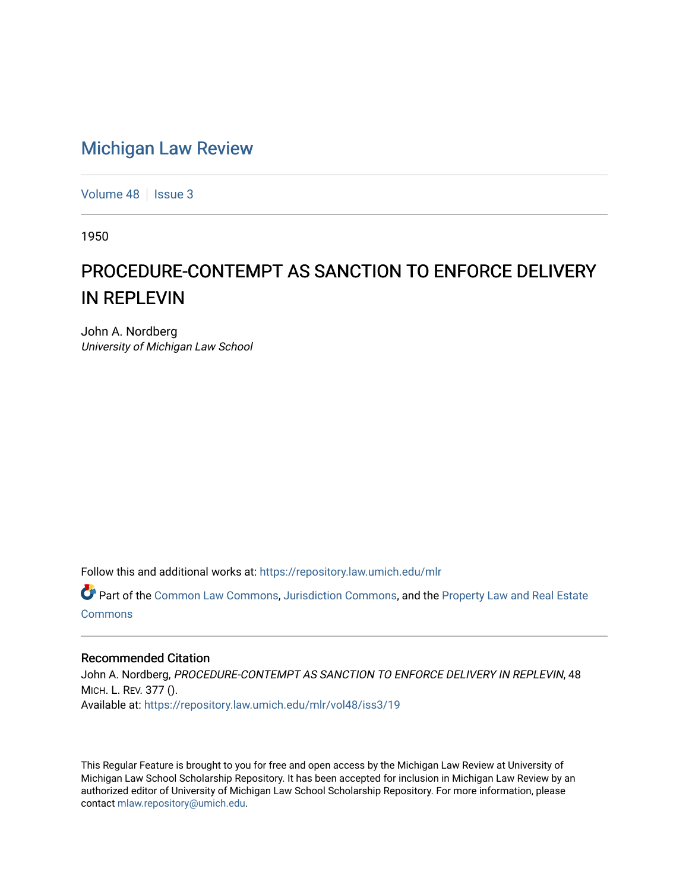# Michigan Law Review

Volume 48 | Issue 3

1950

## PROCEDURE-CONTEMPT AS SANCTION TO ENFORCE DELIVERY IN REPLEVIN

John A. Nordberg
*University of Michigan Law School*

Follow this and additional works at: https://repository.law.umich.edu/mlr

Part of the Common Law Commons, Jurisdiction Commons, and the Property Law and Real Estate Commons

### Recommended Citation

John A. Nordberg, *PROCEDURE-CONTEMPT AS SANCTION TO ENFORCE DELIVERY IN REPLEVIN*, 48 MICH. L. REV. 377 ().
Available at: https://repository.law.umich.edu/mlr/vol48/iss3/19

This Regular Feature is brought to you for free and open access by the Michigan Law Review at University of Michigan Law School Scholarship Repository. It has been accepted for inclusion in Michigan Law Review by an authorized editor of University of Michigan Law School Scholarship Repository. For more information, please contact mlaw.repository@umich.edu.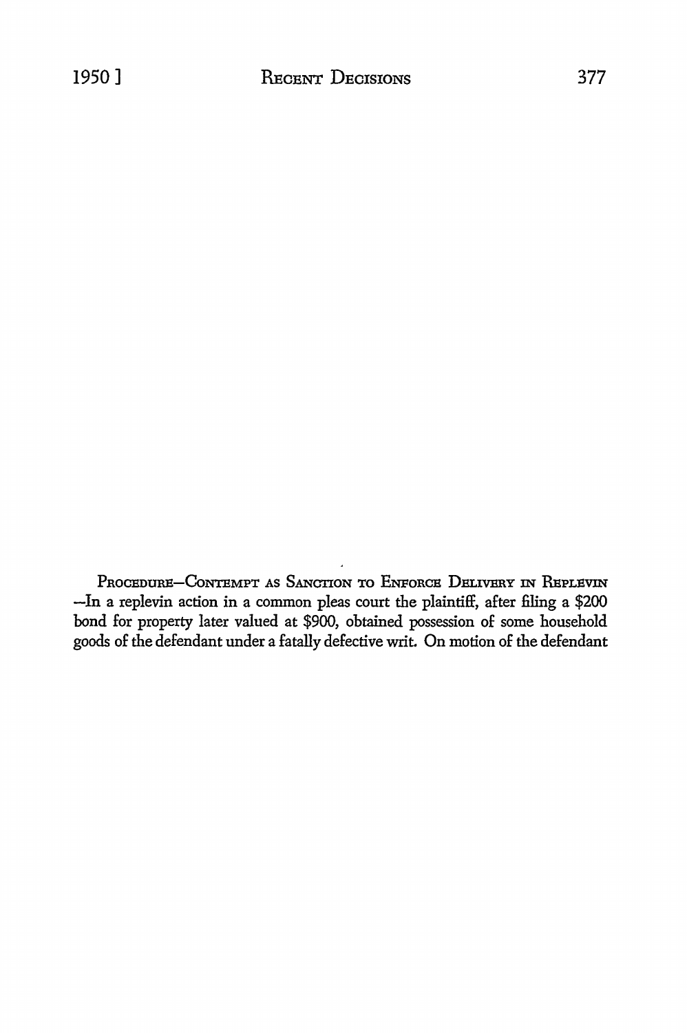PROCEDURE—CONTEMPT AS SANCTION TO ENFORCE DELIVERY IN REPLEVIN—In a replevin action in a common pleas court the plaintiff, after filing a $200 bond for property later valued at $900, obtained possession of some household goods of the defendant under a fatally defective writ. On motion of the defendant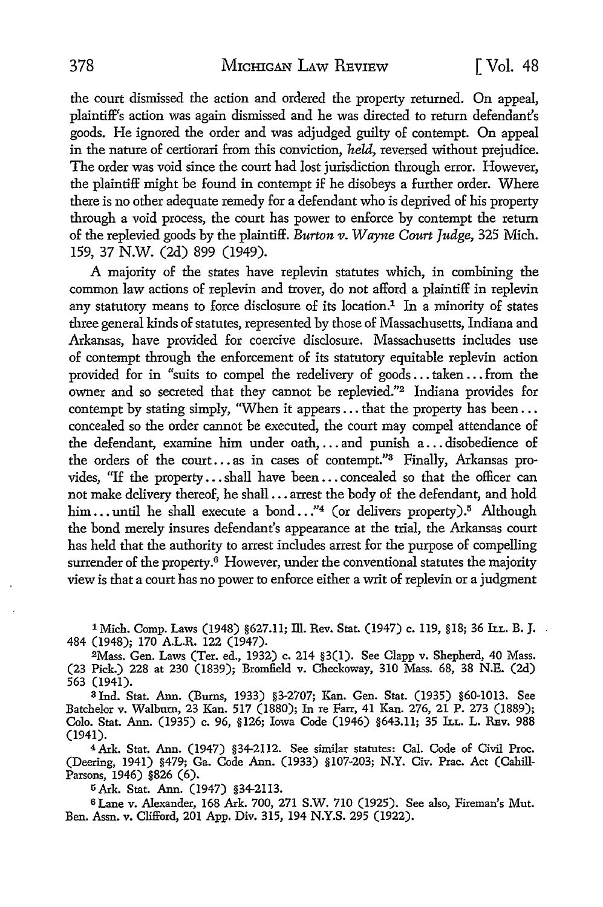the court dismissed the action and ordered the property returned. On appeal, plaintiff's action was again dismissed and he was directed to return defendant's goods. He ignored the order and was adjudged guilty of contempt. On appeal in the nature of certiorari from this conviction, *held,* reversed without prejudice. The order was void since the court had lost jurisdiction through error. However, the plaintiff might be found in contempt if he disobeys a further order. Where there is no other adequate remedy for a defendant who is deprived of his property through a void process, the court has power to enforce by contempt the return of the replevied goods by the plaintiff. *Burton v. Wayne Court Judge,* 325 Mich. 159, 37 N.W. (2d) 899 (1949).

A majority of the states have replevin statutes which, in combining the common law actions of replevin and trover, do not afford a plaintiff in replevin any statutory means to force disclosure of its location.[1] In a minority of states three general kinds of statutes, represented by those of Massachusetts, Indiana and Arkansas, have provided for coercive disclosure. Massachusetts includes use of contempt through the enforcement of its statutory equitable replevin action provided for in "suits to compel the redelivery of goods . . . taken . . . from the owner and so secreted that they cannot be replevied."[2] Indiana provides for contempt by stating simply, "When it appears . . . that the property has been . . . concealed so the order cannot be executed, the court may compel attendance of the defendant, examine him under oath, . . . and punish a . . . disobedience of the orders of the court . . . as in cases of contempt."[3] Finally, Arkansas provides, "If the property . . . shall have been . . . concealed so that the officer can not make delivery thereof, he shall . . . arrest the body of the defendant, and hold him . . . until he shall execute a bond . . ."[4] (or delivers property).[5] Although the bond merely insures defendant's appearance at the trial, the Arkansas court has held that the authority to arrest includes arrest for the purpose of compelling surrender of the property.[6] However, under the conventional statutes the majority view is that a court has no power to enforce either a writ of replevin or a judgment

---

[1] Mich. Comp. Laws (1948) §627.11; Ill. Rev. Stat. (1947) c. 119, §18; 36 Ill. B. J. 484 (1948); 170 A.L.R. 122 (1947).

[2] Mass. Gen. Laws (Ter. ed., 1932) c. 214 §3(1). See Clapp v. Shepherd, 40 Mass. (23 Pick.) 228 at 230 (1839); Bromfield v. Checkoway, 310 Mass. 68, 38 N.E. (2d) 563 (1941).

[3] Ind. Stat. Ann. (Burns, 1933) §3-2707; Kan. Gen. Stat. (1935) §60-1013. See Batchelor v. Walburn, 23 Kan. 517 (1880); In re Farr, 41 Kan. 276, 21 P. 273 (1889); Colo. Stat. Ann. (1935) c. 96, §126; Iowa Code (1946) §643.11; 35 Ill. L. Rev. 988 (1941).

[4] Ark. Stat. Ann. (1947) §34-2112. See similar statutes: Cal. Code of Civil Proc. (Deering, 1941) §479; Ga. Code Ann. (1933) §107-203; N.Y. Civ. Prac. Act (Cahill-Parsons, 1946) §826 (6).

[5] Ark. Stat. Ann. (1947) §34-2113.

[6] Lane v. Alexander, 168 Ark. 700, 271 S.W. 710 (1925). See also, Fireman's Mut. Ben. Assn. v. Clifford, 201 App. Div. 315, 194 N.Y.S. 295 (1922).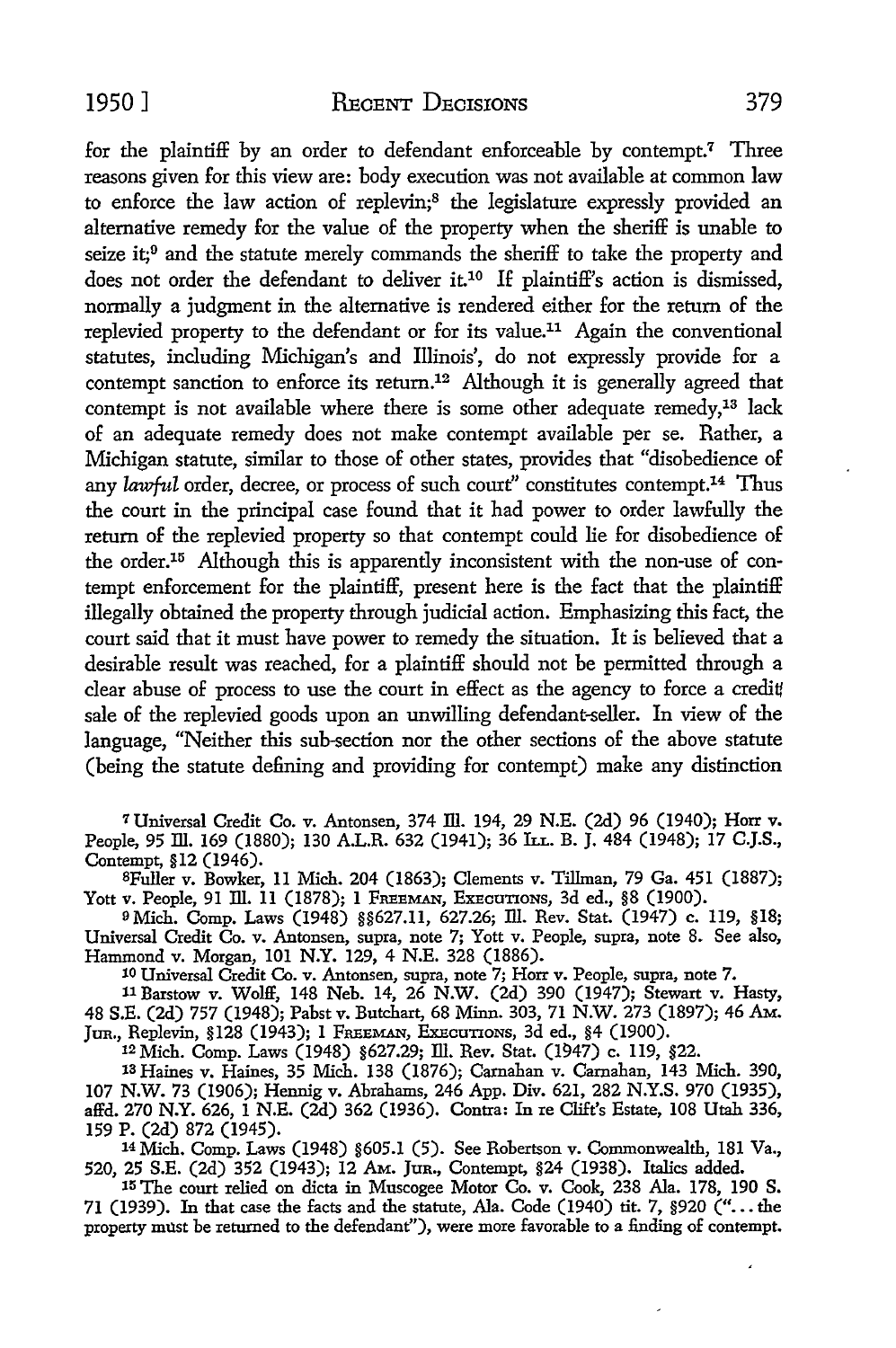for the plaintiff by an order to defendant enforceable by contempt.[7] Three reasons given for this view are: body execution was not available at common law to enforce the law action of replevin;[8] the legislature expressly provided an alternative remedy for the value of the property when the sheriff is unable to seize it;[9] and the statute merely commands the sheriff to take the property and does not order the defendant to deliver it.[10] If plaintiff's action is dismissed, normally a judgment in the alternative is rendered either for the return of the replevied property to the defendant or for its value.[11] Again the conventional statutes, including Michigan's and Illinois', do not expressly provide for a contempt sanction to enforce its return.[12] Although it is generally agreed that contempt is not available where there is some other adequate remedy,[13] lack of an adequate remedy does not make contempt available per se. Rather, a Michigan statute, similar to those of other states, provides that "disobedience of any *lawful* order, decree, or process of such court" constitutes contempt.[14] Thus the court in the principal case found that it had power to order lawfully the return of the replevied property so that contempt could lie for disobedience of the order.[15] Although this is apparently inconsistent with the non-use of contempt enforcement for the plaintiff, present here is the fact that the plaintiff illegally obtained the property through judicial action. Emphasizing this fact, the court said that it must have power to remedy the situation. It is believed that a desirable result was reached, for a plaintiff should not be permitted through a clear abuse of process to use the court in effect as the agency to force a credit sale of the replevied goods upon an unwilling defendant-seller. In view of the language, "Neither this sub-section nor the other sections of the above statute (being the statute defining and providing for contempt) make any distinction

[7] Universal Credit Co. v. Antonsen, 374 Ill. 194, 29 N.E. (2d) 96 (1940); Horr v. People, 95 Ill. 169 (1880); 130 A.L.R. 632 (1941); 36 ILL. B. J. 484 (1948); 17 C.J.S., Contempt, §12 (1946).

[8] Fuller v. Bowker, 11 Mich. 204 (1863); Clements v. Tillman, 79 Ga. 451 (1887); Yott v. People, 91 Ill. 11 (1878); 1 FREEMAN, EXECUTIONS, 3d ed., §8 (1900).

[9] Mich. Comp. Laws (1948) §§627.11, 627.26; Ill. Rev. Stat. (1947) c. 119, §18; Universal Credit Co. v. Antonsen, supra, note 7; Yott v. People, supra, note 8. See also, Hammond v. Morgan, 101 N.Y. 129, 4 N.E. 328 (1886).

[10] Universal Credit Co. v. Antonsen, supra, note 7; Horr v. People, supra, note 7.

[11] Barstow v. Wolff, 148 Neb. 14, 26 N.W. (2d) 390 (1947); Stewart v. Hasty, 48 S.E. (2d) 757 (1948); Pabst v. Butchart, 68 Minn. 303, 71 N.W. 273 (1897); 46 AM. JUR., Replevin, §128 (1943); 1 FREEMAN, EXECUTIONS, 3d ed., §4 (1900).

[12] Mich. Comp. Laws (1948) §627.29; Ill. Rev. Stat. (1947) c. 119, §22.

[13] Haines v. Haines, 35 Mich. 138 (1876); Carnahan v. Carnahan, 143 Mich. 390, 107 N.W. 73 (1906); Hennig v. Abrahams, 246 App. Div. 621, 282 N.Y.S. 970 (1935), affd. 270 N.Y. 626, 1 N.E. (2d) 362 (1936). Contra: In re Clift's Estate, 108 Utah 336, 159 P. (2d) 872 (1945).

[14] Mich. Comp. Laws (1948) §605.1 (5). See Robertson v. Commonwealth, 181 Va., 520, 25 S.E. (2d) 352 (1943); 12 AM. JUR., Contempt, §24 (1938). Italics added.

[15] The court relied on dicta in Muscogee Motor Co. v. Cook, 238 Ala. 178, 190 S. 71 (1939). In that case the facts and the statute, Ala. Code (1940) tit. 7, §920 ("... the property must be returned to the defendant"), were more favorable to a finding of contempt.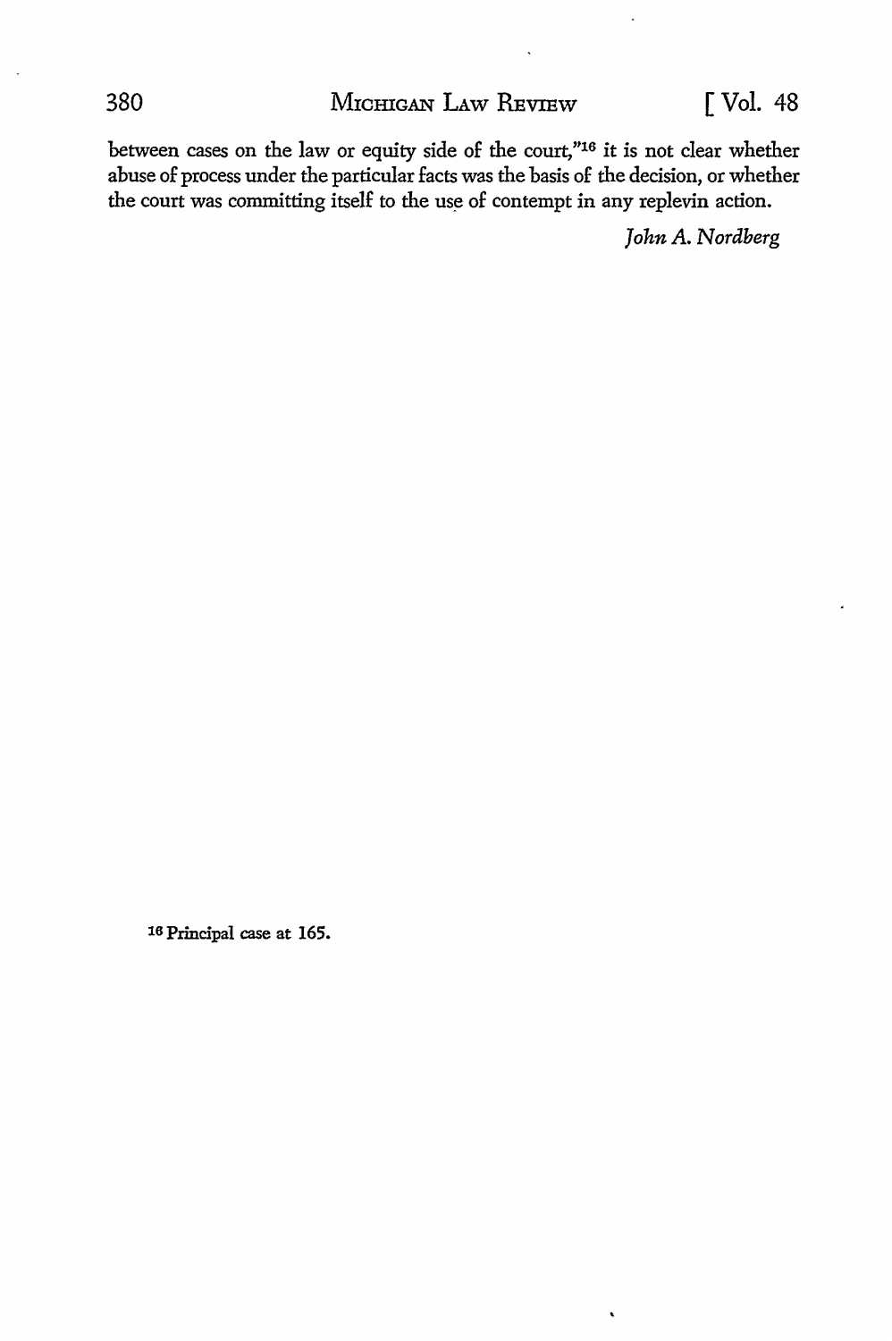between cases on the law or equity side of the court,"[16] it is not clear whether abuse of process under the particular facts was the basis of the decision, or whether the court was committing itself to the use of contempt in any replevin action.

*John A. Nordberg*

[16] Principal case at 165.